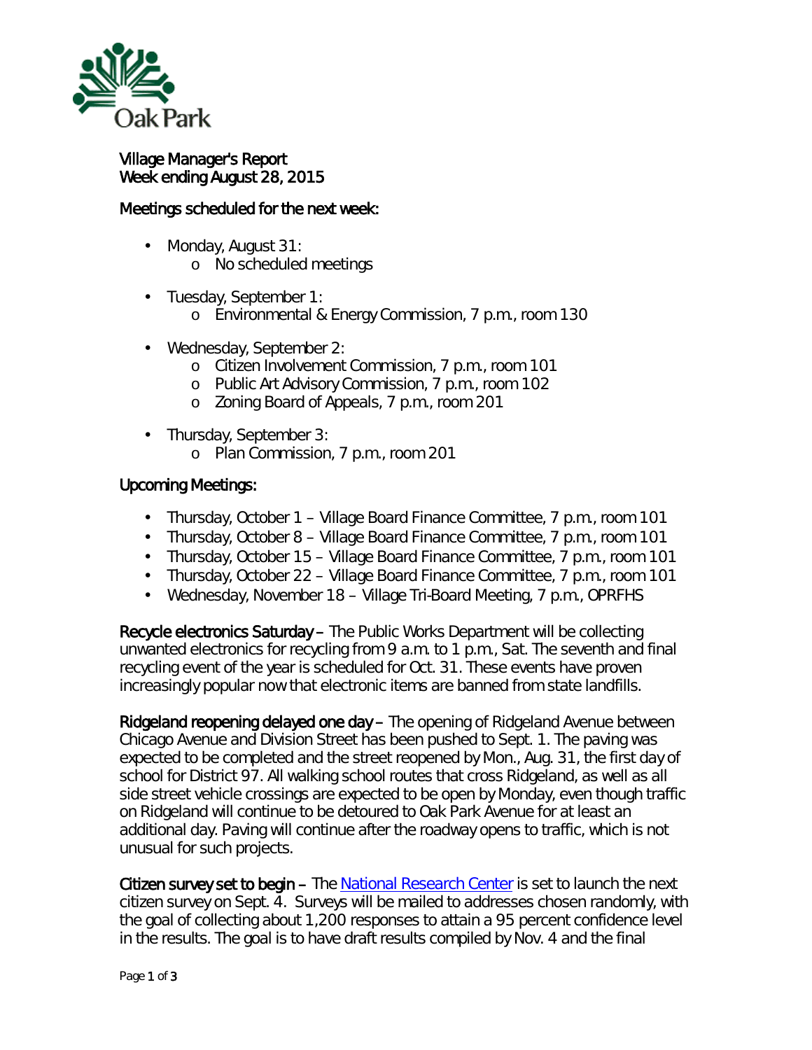Village Manager's Report
Week ending August 28, 2015

## Meetings scheduled for the next week:

- Monday, August 31:
  - No scheduled meetings
- Tuesday, September 1:
  - Environmental & Energy Commission, 7 p.m., room 130
- Wednesday, September 2:
  - Citizen Involvement Commission, 7 p.m., room 101
  - Public Art Advisory Commission, 7 p.m., room 102
  - Zoning Board of Appeals, 7 p.m., room 201
- Thursday, September 3:
  - Plan Commission, 7 p.m., room 201

## Upcoming Meetings:

- Thursday, October 1 – Village Board Finance Committee, 7 p.m., room 101
- Thursday, October 8 – Village Board Finance Committee, 7 p.m., room 101
- Thursday, October 15 – Village Board Finance Committee, 7 p.m., room 101
- Thursday, October 22 – Village Board Finance Committee, 7 p.m., room 101
- Wednesday, November 18 – Village Tri-Board Meeting, 7 p.m., OPRFHS

**Recycle electronics Saturday** – The Public Works Department will be collecting unwanted electronics for recycling from 9 a.m. to 1 p.m., Sat. The seventh and final recycling event of the year is scheduled for Oct. 31. These events have proven increasingly popular now that electronic items are banned from state landfills.

**Ridgeland reopening delayed one day** – The opening of Ridgeland Avenue between Chicago Avenue and Division Street has been pushed to Sept. 1. The paving was expected to be completed and the street reopened by Mon., Aug. 31, the first day of school for District 97. All walking school routes that cross Ridgeland, as well as all side street vehicle crossings are expected to be open by Monday, even though traffic on Ridgeland will continue to be detoured to Oak Park Avenue for at least an additional day. Paving will continue after the roadway opens to traffic, which is not unusual for such projects.

**Citizen survey set to begin** – The National Research Center is set to launch the next citizen survey on Sept. 4. Surveys will be mailed to addresses chosen randomly, with the goal of collecting about 1,200 responses to attain a 95 percent confidence level in the results. The goal is to have draft results compiled by Nov. 4 and the final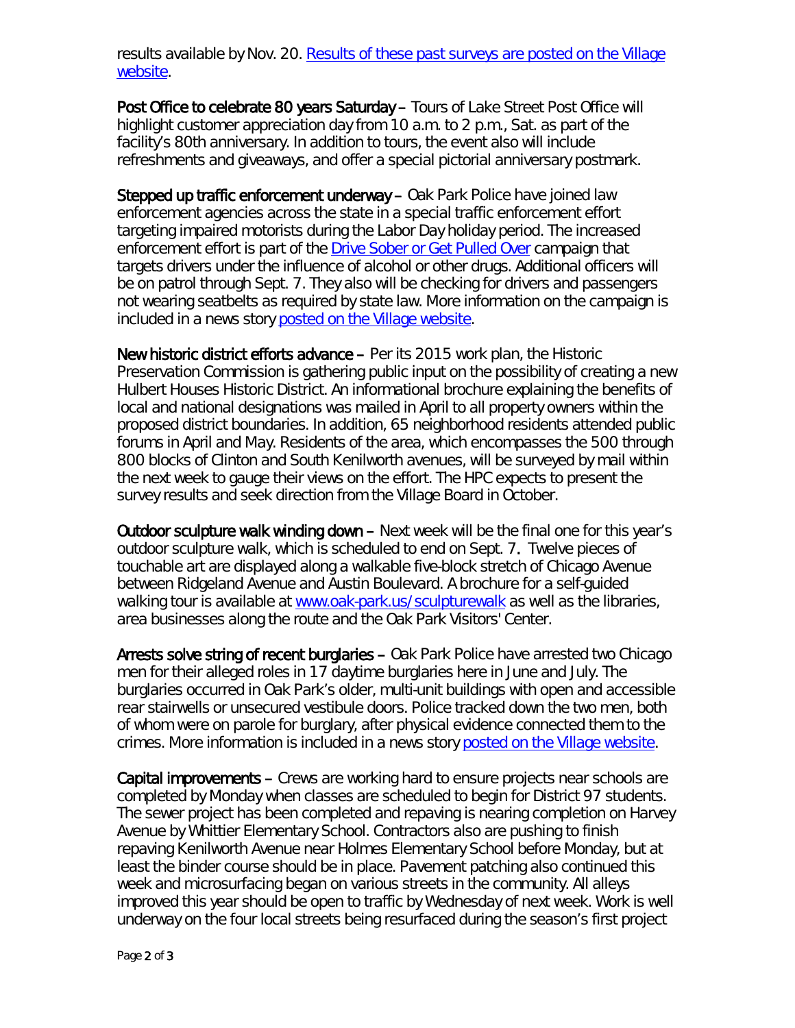results available by Nov. 20. [Results of these past surveys are posted on the Village website](#).

**Post Office to celebrate 80 years Saturday** – Tours of Lake Street Post Office will highlight customer appreciation day from 10 a.m. to 2 p.m., Sat. as part of the facility's 80th anniversary. In addition to tours, the event also will include refreshments and giveaways, and offer a special pictorial anniversary postmark.

**Stepped up traffic enforcement underway** – Oak Park Police have joined law enforcement agencies across the state in a special traffic enforcement effort targeting impaired motorists during the Labor Day holiday period. The increased enforcement effort is part of the [Drive Sober or Get Pulled Over](#) campaign that targets drivers under the influence of alcohol or other drugs. Additional officers will be on patrol through Sept. 7. They also will be checking for drivers and passengers not wearing seatbelts as required by state law. More information on the campaign is included in a news story [posted on the Village website](#).

**New historic district efforts advance** – Per its 2015 work plan, the Historic Preservation Commission is gathering public input on the possibility of creating a new Hulbert Houses Historic District. An informational brochure explaining the benefits of local and national designations was mailed in April to all property owners within the proposed district boundaries. In addition, 65 neighborhood residents attended public forums in April and May. Residents of the area, which encompasses the 500 through 800 blocks of Clinton and South Kenilworth avenues, will be surveyed by mail within the next week to gauge their views on the effort. The HPC expects to present the survey results and seek direction from the Village Board in October.

**Outdoor sculpture walk winding down** – Next week will be the final one for this year's outdoor sculpture walk, which is scheduled to end on Sept. 7. Twelve pieces of touchable art are displayed along a walkable five-block stretch of Chicago Avenue between Ridgeland Avenue and Austin Boulevard. A brochure for a self-guided walking tour is available at [www.oak-park.us/sculpturewalk](www.oak-park.us/sculpturewalk) as well as the libraries, area businesses along the route and the Oak Park Visitors' Center.

**Arrests solve string of recent burglaries** – Oak Park Police have arrested two Chicago men for their alleged roles in 17 daytime burglaries here in June and July. The burglaries occurred in Oak Park's older, multi-unit buildings with open and accessible rear stairwells or unsecured vestibule doors. Police tracked down the two men, both of whom were on parole for burglary, after physical evidence connected them to the crimes. More information is included in a news story [posted on the Village website](#).

**Capital improvements** – Crews are working hard to ensure projects near schools are completed by Monday when classes are scheduled to begin for District 97 students. The sewer project has been completed and repaving is nearing completion on Harvey Avenue by Whittier Elementary School. Contractors also are pushing to finish repaving Kenilworth Avenue near Holmes Elementary School before Monday, but at least the binder course should be in place. Pavement patching also continued this week and microsurfacing began on various streets in the community. All alleys improved this year should be open to traffic by Wednesday of next week. Work is well underway on the four local streets being resurfaced during the season's first project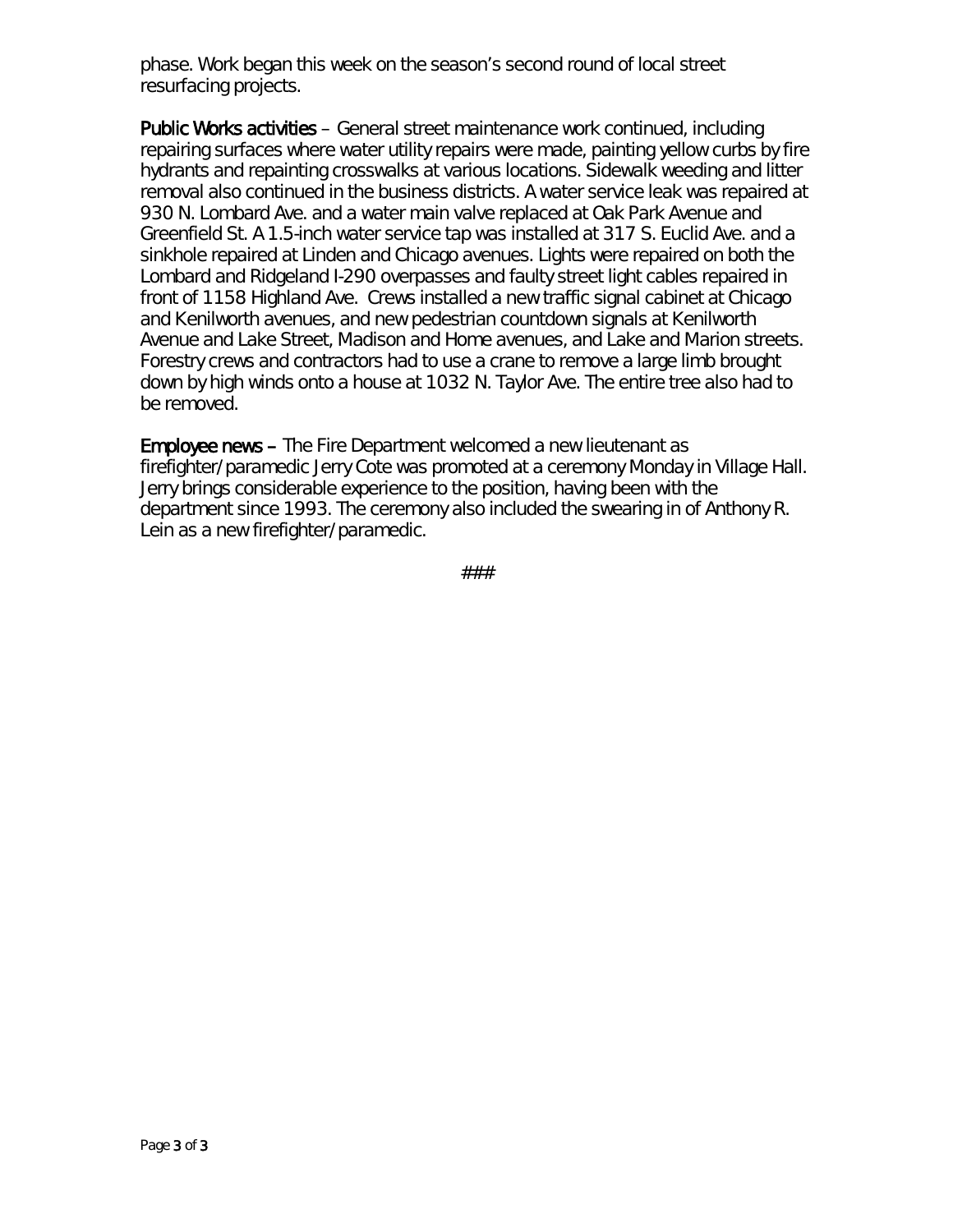phase. Work began this week on the season's second round of local street resurfacing projects.

**Public Works activities** – General street maintenance work continued, including repairing surfaces where water utility repairs were made, painting yellow curbs by fire hydrants and repainting crosswalks at various locations. Sidewalk weeding and litter removal also continued in the business districts. A water service leak was repaired at 930 N. Lombard Ave. and a water main valve replaced at Oak Park Avenue and Greenfield St. A 1.5-inch water service tap was installed at 317 S. Euclid Ave. and a sinkhole repaired at Linden and Chicago avenues. Lights were repaired on both the Lombard and Ridgeland I-290 overpasses and faulty street light cables repaired in front of 1158 Highland Ave. Crews installed a new traffic signal cabinet at Chicago and Kenilworth avenues, and new pedestrian countdown signals at Kenilworth Avenue and Lake Street, Madison and Home avenues, and Lake and Marion streets. Forestry crews and contractors had to use a crane to remove a large limb brought down by high winds onto a house at 1032 N. Taylor Ave. The entire tree also had to be removed.

**Employee news –** The Fire Department welcomed a new lieutenant as firefighter/paramedic Jerry Cote was promoted at a ceremony Monday in Village Hall. Jerry brings considerable experience to the position, having been with the department since 1993. The ceremony also included the swearing in of Anthony R. Lein as a new firefighter/paramedic.

###